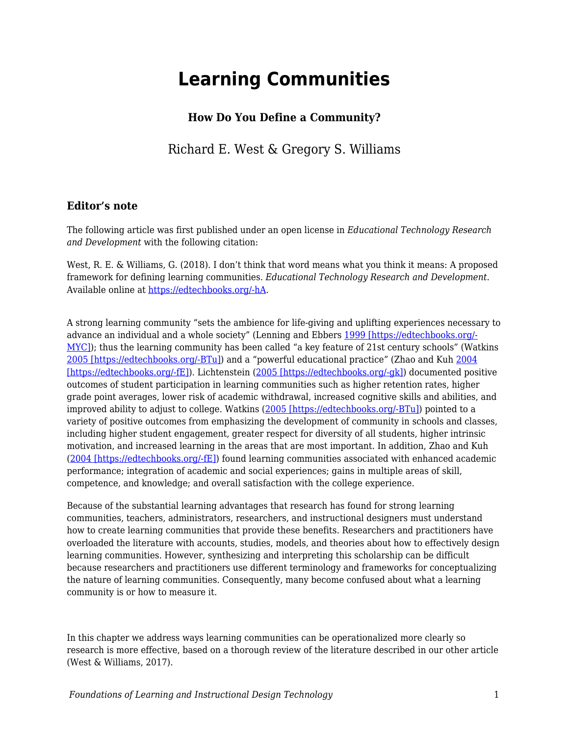# Learning Communities

### How Do You Define a Community?

Richard E. West & Gregory S. Williams

### Editor's note

The following article was first published under an open license in *Educational Technology Research and Development* with the following citation:

West, R. E. & Williams, G. (2018). I don't think that word means what you think it means: A proposed framework for defining learning communities. *Educational Technology Research and Development*. Available online at https://edtechbooks.org/-hA.

A strong learning community "sets the ambience for life-giving and uplifting experiences necessary to advance an individual and a whole society" (Lenning and Ebbers 1999 [https://edtechbooks.org/-MYC]); thus the learning community has been called "a key feature of 21st century schools" (Watkins 2005 [https://edtechbooks.org/-BTu]) and a "powerful educational practice" (Zhao and Kuh 2004 [https://edtechbooks.org/-fE]). Lichtenstein (2005 [https://edtechbooks.org/-gk]) documented positive outcomes of student participation in learning communities such as higher retention rates, higher grade point averages, lower risk of academic withdrawal, increased cognitive skills and abilities, and improved ability to adjust to college. Watkins (2005 [https://edtechbooks.org/-BTu]) pointed to a variety of positive outcomes from emphasizing the development of community in schools and classes, including higher student engagement, greater respect for diversity of all students, higher intrinsic motivation, and increased learning in the areas that are most important. In addition, Zhao and Kuh (2004 [https://edtechbooks.org/-fE]) found learning communities associated with enhanced academic performance; integration of academic and social experiences; gains in multiple areas of skill, competence, and knowledge; and overall satisfaction with the college experience.

Because of the substantial learning advantages that research has found for strong learning communities, teachers, administrators, researchers, and instructional designers must understand how to create learning communities that provide these benefits. Researchers and practitioners have overloaded the literature with accounts, studies, models, and theories about how to effectively design learning communities. However, synthesizing and interpreting this scholarship can be difficult because researchers and practitioners use different terminology and frameworks for conceptualizing the nature of learning communities. Consequently, many become confused about what a learning community is or how to measure it.

In this chapter we address ways learning communities can be operationalized more clearly so research is more effective, based on a thorough review of the literature described in our other article (West & Williams, 2017).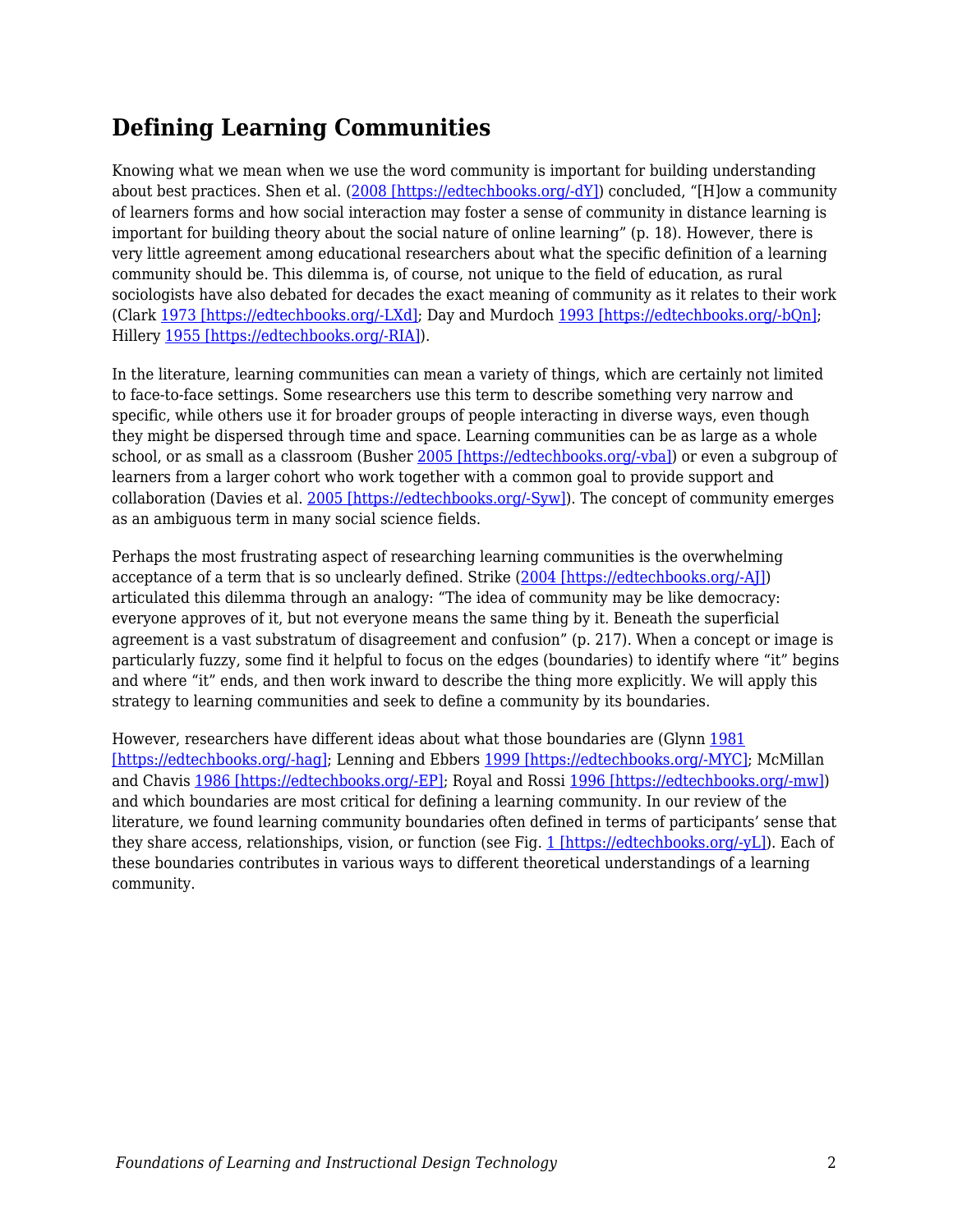## Defining Learning Communities

Knowing what we mean when we use the word community is important for building understanding about best practices. Shen et al. (2008 [https://edtechbooks.org/-dY]) concluded, "[H]ow a community of learners forms and how social interaction may foster a sense of community in distance learning is important for building theory about the social nature of online learning" (p. 18). However, there is very little agreement among educational researchers about what the specific definition of a learning community should be. This dilemma is, of course, not unique to the field of education, as rural sociologists have also debated for decades the exact meaning of community as it relates to their work (Clark 1973 [https://edtechbooks.org/-LXd]; Day and Murdoch 1993 [https://edtechbooks.org/-bQn]; Hillery 1955 [https://edtechbooks.org/-RIA]).

In the literature, learning communities can mean a variety of things, which are certainly not limited to face-to-face settings. Some researchers use this term to describe something very narrow and specific, while others use it for broader groups of people interacting in diverse ways, even though they might be dispersed through time and space. Learning communities can be as large as a whole school, or as small as a classroom (Busher 2005 [https://edtechbooks.org/-vba]) or even a subgroup of learners from a larger cohort who work together with a common goal to provide support and collaboration (Davies et al. 2005 [https://edtechbooks.org/-Syw]). The concept of community emerges as an ambiguous term in many social science fields.

Perhaps the most frustrating aspect of researching learning communities is the overwhelming acceptance of a term that is so unclearly defined. Strike (2004 [https://edtechbooks.org/-AJ]) articulated this dilemma through an analogy: "The idea of community may be like democracy: everyone approves of it, but not everyone means the same thing by it. Beneath the superficial agreement is a vast substratum of disagreement and confusion" (p. 217). When a concept or image is particularly fuzzy, some find it helpful to focus on the edges (boundaries) to identify where "it" begins and where "it" ends, and then work inward to describe the thing more explicitly. We will apply this strategy to learning communities and seek to define a community by its boundaries.

However, researchers have different ideas about what those boundaries are (Glynn 1981 [https://edtechbooks.org/-hag]; Lenning and Ebbers 1999 [https://edtechbooks.org/-MYC]; McMillan and Chavis 1986 [https://edtechbooks.org/-EP]; Royal and Rossi 1996 [https://edtechbooks.org/-mw]) and which boundaries are most critical for defining a learning community. In our review of the literature, we found learning community boundaries often defined in terms of participants' sense that they share access, relationships, vision, or function (see Fig. 1 [https://edtechbooks.org/-yL]). Each of these boundaries contributes in various ways to different theoretical understandings of a learning community.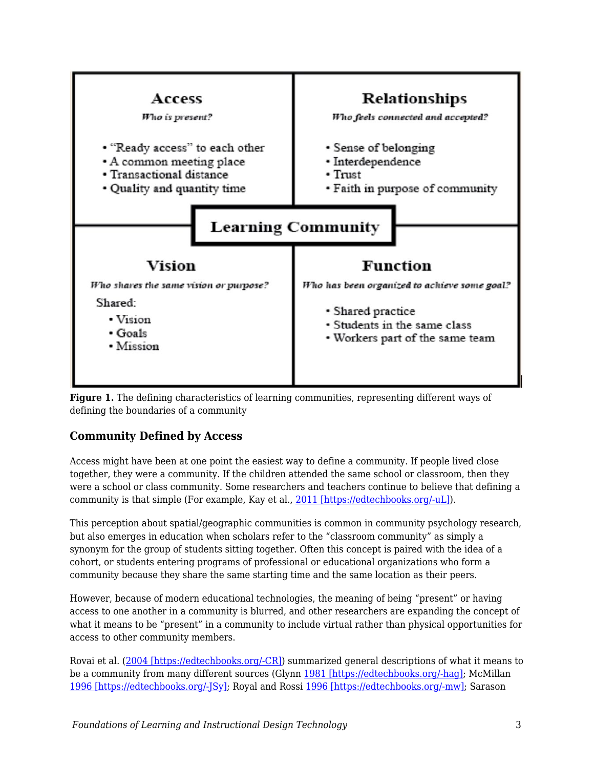| Access | Relationships |
| --- | --- |
| *Who is present?* | *Who feels connected and accepted?* |
| • "Ready access" to each other<br>• A common meeting place<br>• Transactional distance<br>• Quality and quantity time | • Sense of belonging<br>• Interdependence<br>• Trust<br>• Faith in purpose of community |
| **Learning Community** | |
| **Vision** | **Function** |
| *Who shares the same vision or purpose?* | *Who has been organized to achieve some goal?* |
| Shared:<br>• Vision<br>• Goals<br>• Mission | • Shared practice<br>• Students in the same class<br>• Workers part of the same team |

**Figure 1.** The defining characteristics of learning communities, representing different ways of defining the boundaries of a community

### Community Defined by Access

Access might have been at one point the easiest way to define a community. If people lived close together, they were a community. If the children attended the same school or classroom, then they were a school or class community. Some researchers and teachers continue to believe that defining a community is that simple (For example, Kay et al., [2011 [https://edtechbooks.org/-uL]](https://edtechbooks.org/-uL)).

This perception about spatial/geographic communities is common in community psychology research, but also emerges in education when scholars refer to the "classroom community" as simply a synonym for the group of students sitting together. Often this concept is paired with the idea of a cohort, or students entering programs of professional or educational organizations who form a community because they share the same starting time and the same location as their peers.

However, because of modern educational technologies, the meaning of being "present" or having access to one another in a community is blurred, and other researchers are expanding the concept of what it means to be "present" in a community to include virtual rather than physical opportunities for access to other community members.

Rovai et al. ([2004 [https://edtechbooks.org/-CR]](https://edtechbooks.org/-CR)) summarized general descriptions of what it means to be a community from many different sources (Glynn [1981 [https://edtechbooks.org/-hag]](https://edtechbooks.org/-hag); McMillan [1996 [https://edtechbooks.org/-JSy]](https://edtechbooks.org/-JSy); Royal and Rossi [1996 [https://edtechbooks.org/-mw]](https://edtechbooks.org/-mw); Sarason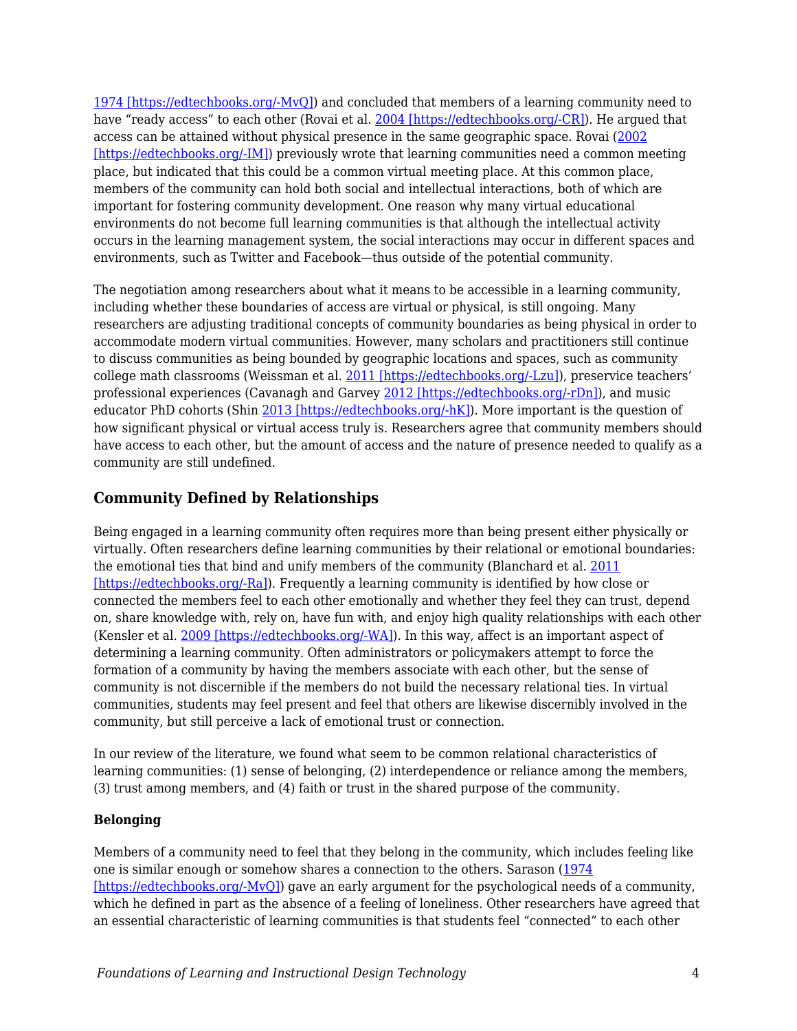1974 [https://edtechbooks.org/-MvQ]) and concluded that members of a learning community need to have "ready access" to each other (Rovai et al. 2004 [https://edtechbooks.org/-CR]). He argued that access can be attained without physical presence in the same geographic space. Rovai (2002 [https://edtechbooks.org/-IM]) previously wrote that learning communities need a common meeting place, but indicated that this could be a common virtual meeting place. At this common place, members of the community can hold both social and intellectual interactions, both of which are important for fostering community development. One reason why many virtual educational environments do not become full learning communities is that although the intellectual activity occurs in the learning management system, the social interactions may occur in different spaces and environments, such as Twitter and Facebook—thus outside of the potential community.

The negotiation among researchers about what it means to be accessible in a learning community, including whether these boundaries of access are virtual or physical, is still ongoing. Many researchers are adjusting traditional concepts of community boundaries as being physical in order to accommodate modern virtual communities. However, many scholars and practitioners still continue to discuss communities as being bounded by geographic locations and spaces, such as community college math classrooms (Weissman et al. 2011 [https://edtechbooks.org/-Lzu]), preservice teachers' professional experiences (Cavanagh and Garvey 2012 [https://edtechbooks.org/-rDn]), and music educator PhD cohorts (Shin 2013 [https://edtechbooks.org/-hK]). More important is the question of how significant physical or virtual access truly is. Researchers agree that community members should have access to each other, but the amount of access and the nature of presence needed to qualify as a community are still undefined.

## Community Defined by Relationships

Being engaged in a learning community often requires more than being present either physically or virtually. Often researchers define learning communities by their relational or emotional boundaries: the emotional ties that bind and unify members of the community (Blanchard et al. 2011 [https://edtechbooks.org/-Ra]). Frequently a learning community is identified by how close or connected the members feel to each other emotionally and whether they feel they can trust, depend on, share knowledge with, rely on, have fun with, and enjoy high quality relationships with each other (Kensler et al. 2009 [https://edtechbooks.org/-WA]). In this way, affect is an important aspect of determining a learning community. Often administrators or policymakers attempt to force the formation of a community by having the members associate with each other, but the sense of community is not discernible if the members do not build the necessary relational ties. In virtual communities, students may feel present and feel that others are likewise discernibly involved in the community, but still perceive a lack of emotional trust or connection.

In our review of the literature, we found what seem to be common relational characteristics of learning communities: (1) sense of belonging, (2) interdependence or reliance among the members, (3) trust among members, and (4) faith or trust in the shared purpose of the community.

**Belonging**

Members of a community need to feel that they belong in the community, which includes feeling like one is similar enough or somehow shares a connection to the others. Sarason (1974 [https://edtechbooks.org/-MvQ]) gave an early argument for the psychological needs of a community, which he defined in part as the absence of a feeling of loneliness. Other researchers have agreed that an essential characteristic of learning communities is that students feel "connected" to each other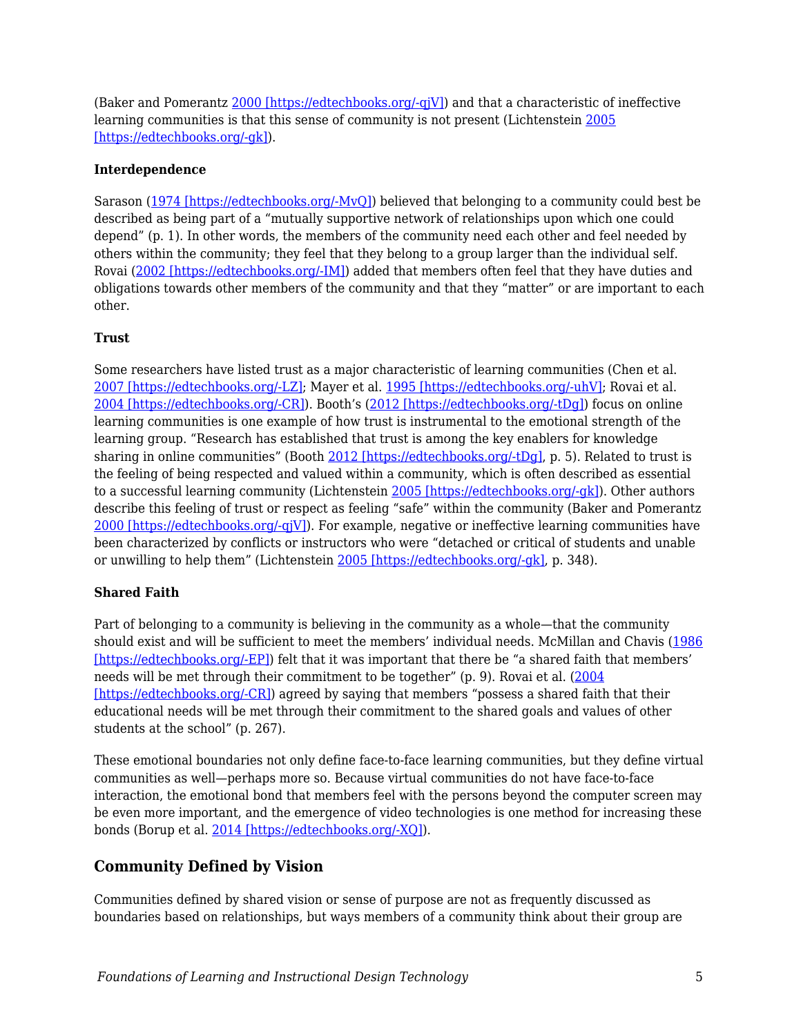(Baker and Pomerantz [2000 [https://edtechbooks.org/-qjV]](https://edtechbooks.org/-qjV)) and that a characteristic of ineffective learning communities is that this sense of community is not present (Lichtenstein [2005 [https://edtechbooks.org/-gk]](https://edtechbooks.org/-gk)).

#### Interdependence

Sarason ([1974 [https://edtechbooks.org/-MvQ]](https://edtechbooks.org/-MvQ)) believed that belonging to a community could best be described as being part of a "mutually supportive network of relationships upon which one could depend" (p. 1). In other words, the members of the community need each other and feel needed by others within the community; they feel that they belong to a group larger than the individual self. Rovai ([2002 [https://edtechbooks.org/-IM]](https://edtechbooks.org/-IM)) added that members often feel that they have duties and obligations towards other members of the community and that they "matter" or are important to each other.

#### Trust

Some researchers have listed trust as a major characteristic of learning communities (Chen et al. [2007 [https://edtechbooks.org/-LZ]](https://edtechbooks.org/-LZ); Mayer et al. [1995 [https://edtechbooks.org/-uhV]](https://edtechbooks.org/-uhV); Rovai et al. [2004 [https://edtechbooks.org/-CR]](https://edtechbooks.org/-CR)). Booth's ([2012 [https://edtechbooks.org/-tDg]](https://edtechbooks.org/-tDg)) focus on online learning communities is one example of how trust is instrumental to the emotional strength of the learning group. "Research has established that trust is among the key enablers for knowledge sharing in online communities" (Booth [2012 [https://edtechbooks.org/-tDg]](https://edtechbooks.org/-tDg), p. 5). Related to trust is the feeling of being respected and valued within a community, which is often described as essential to a successful learning community (Lichtenstein [2005 [https://edtechbooks.org/-gk]](https://edtechbooks.org/-gk)). Other authors describe this feeling of trust or respect as feeling "safe" within the community (Baker and Pomerantz [2000 [https://edtechbooks.org/-qjV]](https://edtechbooks.org/-qjV)). For example, negative or ineffective learning communities have been characterized by conflicts or instructors who were "detached or critical of students and unable or unwilling to help them" (Lichtenstein [2005 [https://edtechbooks.org/-gk]](https://edtechbooks.org/-gk), p. 348).

#### Shared Faith

Part of belonging to a community is believing in the community as a whole—that the community should exist and will be sufficient to meet the members' individual needs. McMillan and Chavis ([1986 [https://edtechbooks.org/-EP]](https://edtechbooks.org/-EP)) felt that it was important that there be "a shared faith that members' needs will be met through their commitment to be together" (p. 9). Rovai et al. ([2004 [https://edtechbooks.org/-CR]](https://edtechbooks.org/-CR)) agreed by saying that members "possess a shared faith that their educational needs will be met through their commitment to the shared goals and values of other students at the school" (p. 267).

These emotional boundaries not only define face-to-face learning communities, but they define virtual communities as well—perhaps more so. Because virtual communities do not have face-to-face interaction, the emotional bond that members feel with the persons beyond the computer screen may be even more important, and the emergence of video technologies is one method for increasing these bonds (Borup et al. [2014 [https://edtechbooks.org/-XQ]](https://edtechbooks.org/-XQ)).

### Community Defined by Vision

Communities defined by shared vision or sense of purpose are not as frequently discussed as boundaries based on relationships, but ways members of a community think about their group are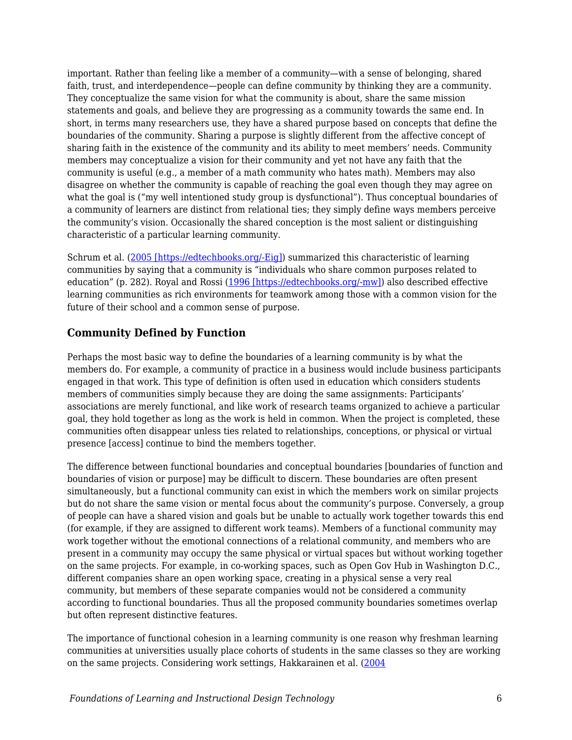important. Rather than feeling like a member of a community—with a sense of belonging, shared faith, trust, and interdependence—people can define community by thinking they are a community. They conceptualize the same vision for what the community is about, share the same mission statements and goals, and believe they are progressing as a community towards the same end. In short, in terms many researchers use, they have a shared purpose based on concepts that define the boundaries of the community. Sharing a purpose is slightly different from the affective concept of sharing faith in the existence of the community and its ability to meet members' needs. Community members may conceptualize a vision for their community and yet not have any faith that the community is useful (e.g., a member of a math community who hates math). Members may also disagree on whether the community is capable of reaching the goal even though they may agree on what the goal is ("my well intentioned study group is dysfunctional"). Thus conceptual boundaries of a community of learners are distinct from relational ties; they simply define ways members perceive the community's vision. Occasionally the shared conception is the most salient or distinguishing characteristic of a particular learning community.

Schrum et al. (2005 [https://edtechbooks.org/-Eig]) summarized this characteristic of learning communities by saying that a community is "individuals who share common purposes related to education" (p. 282). Royal and Rossi (1996 [https://edtechbooks.org/-mw]) also described effective learning communities as rich environments for teamwork among those with a common vision for the future of their school and a common sense of purpose.

### Community Defined by Function

Perhaps the most basic way to define the boundaries of a learning community is by what the members do. For example, a community of practice in a business would include business participants engaged in that work. This type of definition is often used in education which considers students members of communities simply because they are doing the same assignments: Participants' associations are merely functional, and like work of research teams organized to achieve a particular goal, they hold together as long as the work is held in common. When the project is completed, these communities often disappear unless ties related to relationships, conceptions, or physical or virtual presence [access] continue to bind the members together.

The difference between functional boundaries and conceptual boundaries [boundaries of function and boundaries of vision or purpose] may be difficult to discern. These boundaries are often present simultaneously, but a functional community can exist in which the members work on similar projects but do not share the same vision or mental focus about the community's purpose. Conversely, a group of people can have a shared vision and goals but be unable to actually work together towards this end (for example, if they are assigned to different work teams). Members of a functional community may work together without the emotional connections of a relational community, and members who are present in a community may occupy the same physical or virtual spaces but without working together on the same projects. For example, in co-working spaces, such as Open Gov Hub in Washington D.C., different companies share an open working space, creating in a physical sense a very real community, but members of these separate companies would not be considered a community according to functional boundaries. Thus all the proposed community boundaries sometimes overlap but often represent distinctive features.

The importance of functional cohesion in a learning community is one reason why freshman learning communities at universities usually place cohorts of students in the same classes so they are working on the same projects. Considering work settings, Hakkarainen et al. (2004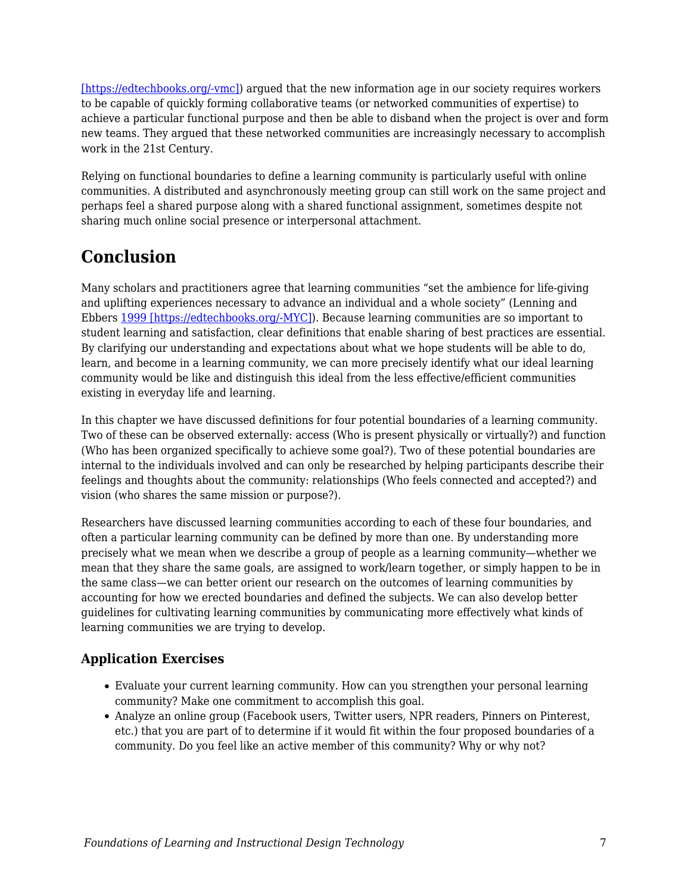[https://edtechbooks.org/-vmc]) argued that the new information age in our society requires workers to be capable of quickly forming collaborative teams (or networked communities of expertise) to achieve a particular functional purpose and then be able to disband when the project is over and form new teams. They argued that these networked communities are increasingly necessary to accomplish work in the 21st Century.

Relying on functional boundaries to define a learning community is particularly useful with online communities. A distributed and asynchronously meeting group can still work on the same project and perhaps feel a shared purpose along with a shared functional assignment, sometimes despite not sharing much online social presence or interpersonal attachment.

## Conclusion

Many scholars and practitioners agree that learning communities "set the ambience for life-giving and uplifting experiences necessary to advance an individual and a whole society" (Lenning and Ebbers 1999 [https://edtechbooks.org/-MYC]). Because learning communities are so important to student learning and satisfaction, clear definitions that enable sharing of best practices are essential. By clarifying our understanding and expectations about what we hope students will be able to do, learn, and become in a learning community, we can more precisely identify what our ideal learning community would be like and distinguish this ideal from the less effective/efficient communities existing in everyday life and learning.

In this chapter we have discussed definitions for four potential boundaries of a learning community. Two of these can be observed externally: access (Who is present physically or virtually?) and function (Who has been organized specifically to achieve some goal?). Two of these potential boundaries are internal to the individuals involved and can only be researched by helping participants describe their feelings and thoughts about the community: relationships (Who feels connected and accepted?) and vision (who shares the same mission or purpose?).

Researchers have discussed learning communities according to each of these four boundaries, and often a particular learning community can be defined by more than one. By understanding more precisely what we mean when we describe a group of people as a learning community—whether we mean that they share the same goals, are assigned to work/learn together, or simply happen to be in the same class—we can better orient our research on the outcomes of learning communities by accounting for how we erected boundaries and defined the subjects. We can also develop better guidelines for cultivating learning communities by communicating more effectively what kinds of learning communities we are trying to develop.

### Application Exercises

- Evaluate your current learning community. How can you strengthen your personal learning community? Make one commitment to accomplish this goal.
- Analyze an online group (Facebook users, Twitter users, NPR readers, Pinners on Pinterest, etc.) that you are part of to determine if it would fit within the four proposed boundaries of a community. Do you feel like an active member of this community? Why or why not?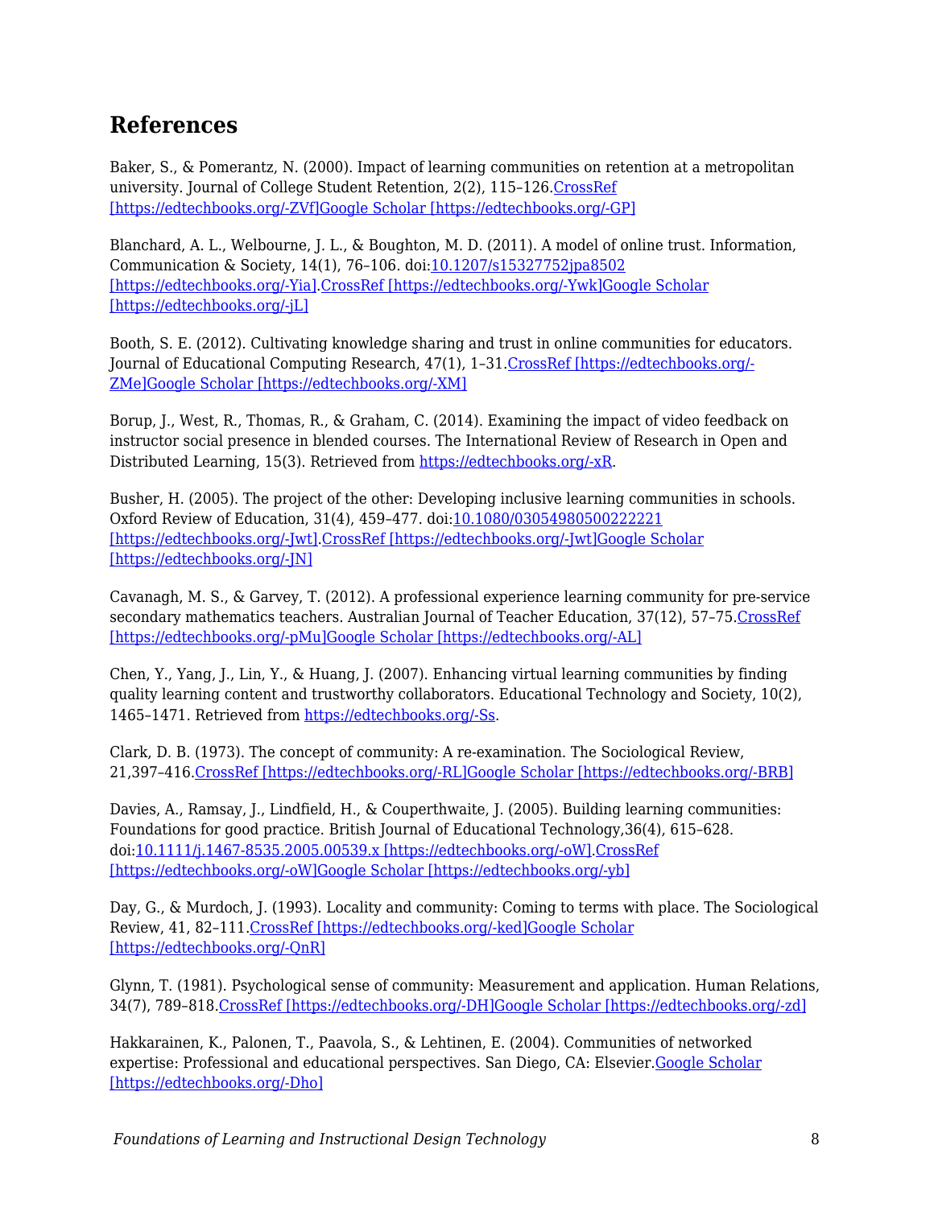## References

Baker, S., & Pomerantz, N. (2000). Impact of learning communities on retention at a metropolitan university. Journal of College Student Retention, 2(2), 115–126.CrossRef [https://edtechbooks.org/-ZVf]Google Scholar [https://edtechbooks.org/-GP]

Blanchard, A. L., Welbourne, J. L., & Boughton, M. D. (2011). A model of online trust. Information, Communication & Society, 14(1), 76–106. doi:10.1207/s15327752jpa8502 [https://edtechbooks.org/-Yia].CrossRef [https://edtechbooks.org/-Ywk]Google Scholar [https://edtechbooks.org/-jL]

Booth, S. E. (2012). Cultivating knowledge sharing and trust in online communities for educators. Journal of Educational Computing Research, 47(1), 1–31.CrossRef [https://edtechbooks.org/-ZMe]Google Scholar [https://edtechbooks.org/-XM]

Borup, J., West, R., Thomas, R., & Graham, C. (2014). Examining the impact of video feedback on instructor social presence in blended courses. The International Review of Research in Open and Distributed Learning, 15(3). Retrieved from https://edtechbooks.org/-xR.

Busher, H. (2005). The project of the other: Developing inclusive learning communities in schools. Oxford Review of Education, 31(4), 459–477. doi:10.1080/03054980500222221 [https://edtechbooks.org/-Jwt].CrossRef [https://edtechbooks.org/-Jwt]Google Scholar [https://edtechbooks.org/-JN]

Cavanagh, M. S., & Garvey, T. (2012). A professional experience learning community for pre-service secondary mathematics teachers. Australian Journal of Teacher Education, 37(12), 57–75.CrossRef [https://edtechbooks.org/-pMu]Google Scholar [https://edtechbooks.org/-AL]

Chen, Y., Yang, J., Lin, Y., & Huang, J. (2007). Enhancing virtual learning communities by finding quality learning content and trustworthy collaborators. Educational Technology and Society, 10(2), 1465–1471. Retrieved from https://edtechbooks.org/-Ss.

Clark, D. B. (1973). The concept of community: A re-examination. The Sociological Review, 21,397–416.CrossRef [https://edtechbooks.org/-RL]Google Scholar [https://edtechbooks.org/-BRB]

Davies, A., Ramsay, J., Lindfield, H., & Couperthwaite, J. (2005). Building learning communities: Foundations for good practice. British Journal of Educational Technology,36(4), 615–628. doi:10.1111/j.1467-8535.2005.00539.x [https://edtechbooks.org/-oW].CrossRef [https://edtechbooks.org/-oW]Google Scholar [https://edtechbooks.org/-yb]

Day, G., & Murdoch, J. (1993). Locality and community: Coming to terms with place. The Sociological Review, 41, 82–111.CrossRef [https://edtechbooks.org/-ked]Google Scholar [https://edtechbooks.org/-QnR]

Glynn, T. (1981). Psychological sense of community: Measurement and application. Human Relations, 34(7), 789–818.CrossRef [https://edtechbooks.org/-DH]Google Scholar [https://edtechbooks.org/-zd]

Hakkarainen, K., Palonen, T., Paavola, S., & Lehtinen, E. (2004). Communities of networked expertise: Professional and educational perspectives. San Diego, CA: Elsevier.Google Scholar [https://edtechbooks.org/-Dho]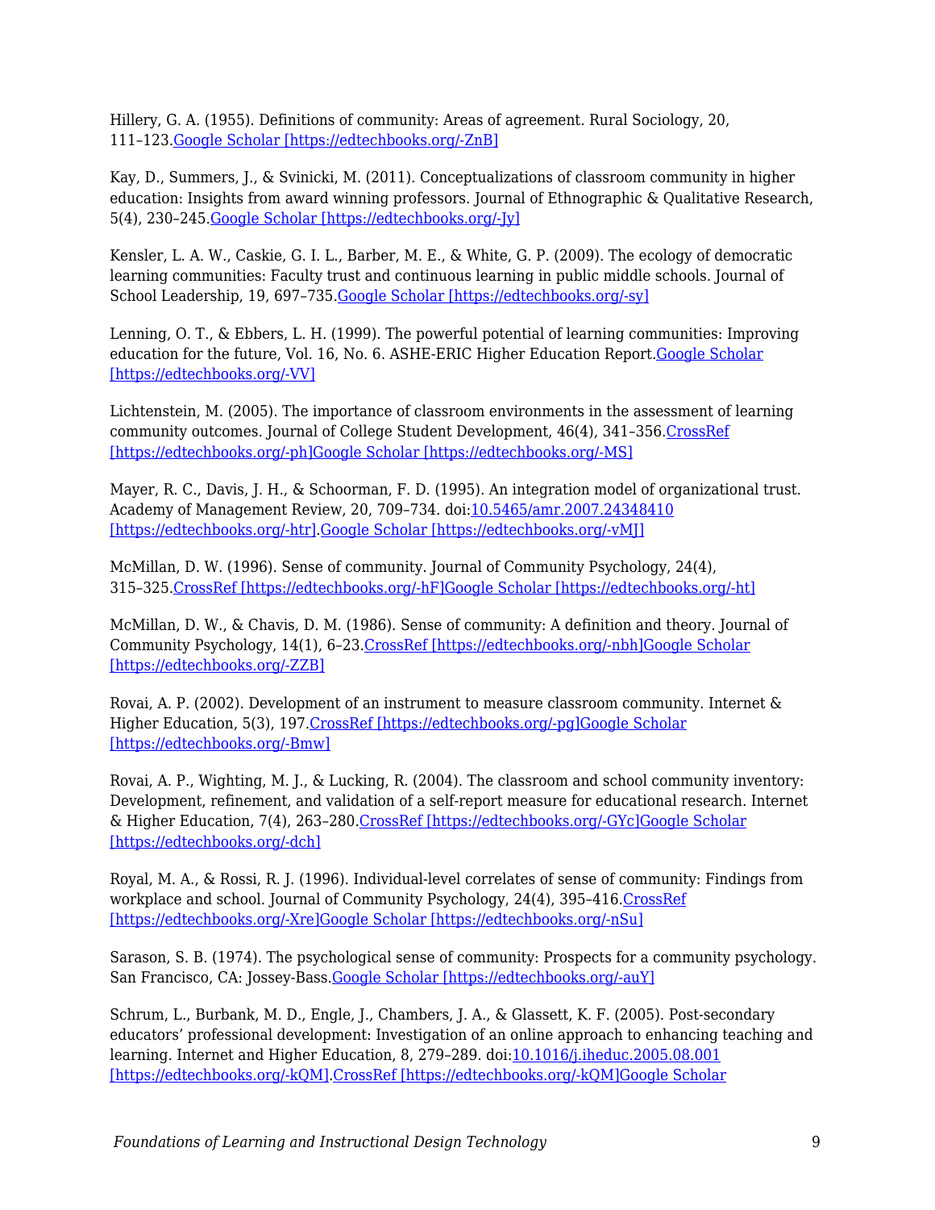Hillery, G. A. (1955). Definitions of community: Areas of agreement. Rural Sociology, 20, 111–123.Google Scholar [https://edtechbooks.org/-ZnB]

Kay, D., Summers, J., & Svinicki, M. (2011). Conceptualizations of classroom community in higher education: Insights from award winning professors. Journal of Ethnographic & Qualitative Research, 5(4), 230–245.Google Scholar [https://edtechbooks.org/-Jy]

Kensler, L. A. W., Caskie, G. I. L., Barber, M. E., & White, G. P. (2009). The ecology of democratic learning communities: Faculty trust and continuous learning in public middle schools. Journal of School Leadership, 19, 697–735.Google Scholar [https://edtechbooks.org/-sy]

Lenning, O. T., & Ebbers, L. H. (1999). The powerful potential of learning communities: Improving education for the future, Vol. 16, No. 6. ASHE-ERIC Higher Education Report.Google Scholar [https://edtechbooks.org/-VV]

Lichtenstein, M. (2005). The importance of classroom environments in the assessment of learning community outcomes. Journal of College Student Development, 46(4), 341–356.CrossRef [https://edtechbooks.org/-ph]Google Scholar [https://edtechbooks.org/-MS]

Mayer, R. C., Davis, J. H., & Schoorman, F. D. (1995). An integration model of organizational trust. Academy of Management Review, 20, 709–734. doi:10.5465/amr.2007.24348410 [https://edtechbooks.org/-htr].Google Scholar [https://edtechbooks.org/-vMJ]

McMillan, D. W. (1996). Sense of community. Journal of Community Psychology, 24(4), 315–325.CrossRef [https://edtechbooks.org/-hF]Google Scholar [https://edtechbooks.org/-ht]

McMillan, D. W., & Chavis, D. M. (1986). Sense of community: A definition and theory. Journal of Community Psychology, 14(1), 6–23.CrossRef [https://edtechbooks.org/-nbh]Google Scholar [https://edtechbooks.org/-ZZB]

Rovai, A. P. (2002). Development of an instrument to measure classroom community. Internet & Higher Education, 5(3), 197.CrossRef [https://edtechbooks.org/-pg]Google Scholar [https://edtechbooks.org/-Bmw]

Rovai, A. P., Wighting, M. J., & Lucking, R. (2004). The classroom and school community inventory: Development, refinement, and validation of a self-report measure for educational research. Internet & Higher Education, 7(4), 263–280.CrossRef [https://edtechbooks.org/-GYc]Google Scholar [https://edtechbooks.org/-dch]

Royal, M. A., & Rossi, R. J. (1996). Individual-level correlates of sense of community: Findings from workplace and school. Journal of Community Psychology, 24(4), 395–416.CrossRef [https://edtechbooks.org/-Xre]Google Scholar [https://edtechbooks.org/-nSu]

Sarason, S. B. (1974). The psychological sense of community: Prospects for a community psychology. San Francisco, CA: Jossey-Bass.Google Scholar [https://edtechbooks.org/-auY]

Schrum, L., Burbank, M. D., Engle, J., Chambers, J. A., & Glassett, K. F. (2005). Post-secondary educators' professional development: Investigation of an online approach to enhancing teaching and learning. Internet and Higher Education, 8, 279–289. doi:10.1016/j.iheduc.2005.08.001 [https://edtechbooks.org/-kQM].CrossRef [https://edtechbooks.org/-kQM]Google Scholar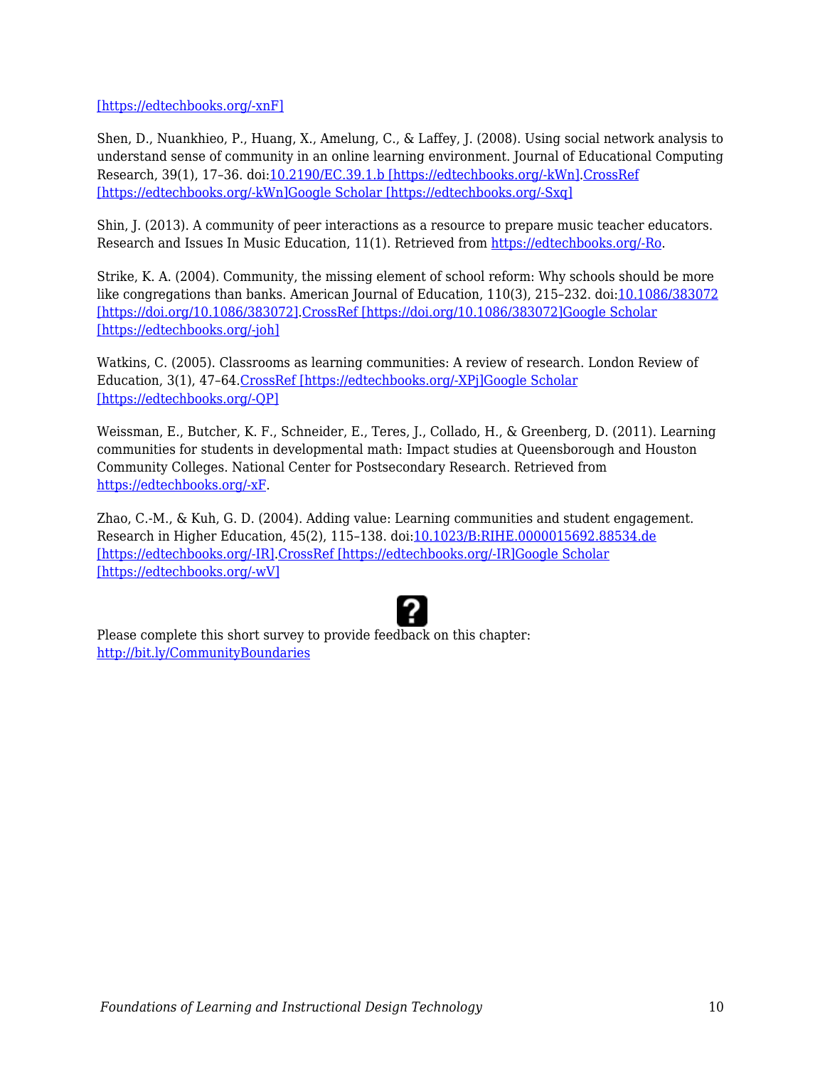[https://edtechbooks.org/-xnF]

Shen, D., Nuankhieo, P., Huang, X., Amelung, C., & Laffey, J. (2008). Using social network analysis to understand sense of community in an online learning environment. Journal of Educational Computing Research, 39(1), 17–36. doi:10.2190/EC.39.1.b [https://edtechbooks.org/-kWn].CrossRef [https://edtechbooks.org/-kWn]Google Scholar [https://edtechbooks.org/-Sxq]

Shin, J. (2013). A community of peer interactions as a resource to prepare music teacher educators. Research and Issues In Music Education, 11(1). Retrieved from https://edtechbooks.org/-Ro.

Strike, K. A. (2004). Community, the missing element of school reform: Why schools should be more like congregations than banks. American Journal of Education, 110(3), 215–232. doi:10.1086/383072 [https://doi.org/10.1086/383072].CrossRef [https://doi.org/10.1086/383072]Google Scholar [https://edtechbooks.org/-joh]

Watkins, C. (2005). Classrooms as learning communities: A review of research. London Review of Education, 3(1), 47–64.CrossRef [https://edtechbooks.org/-XPj]Google Scholar [https://edtechbooks.org/-QP]

Weissman, E., Butcher, K. F., Schneider, E., Teres, J., Collado, H., & Greenberg, D. (2011). Learning communities for students in developmental math: Impact studies at Queensborough and Houston Community Colleges. National Center for Postsecondary Research. Retrieved from https://edtechbooks.org/-xF.

Zhao, C.-M., & Kuh, G. D. (2004). Adding value: Learning communities and student engagement. Research in Higher Education, 45(2), 115–138. doi:10.1023/B:RIHE.0000015692.88534.de [https://edtechbooks.org/-IR].CrossRef [https://edtechbooks.org/-IR]Google Scholar [https://edtechbooks.org/-wV]

Please complete this short survey to provide feedback on this chapter: http://bit.ly/CommunityBoundaries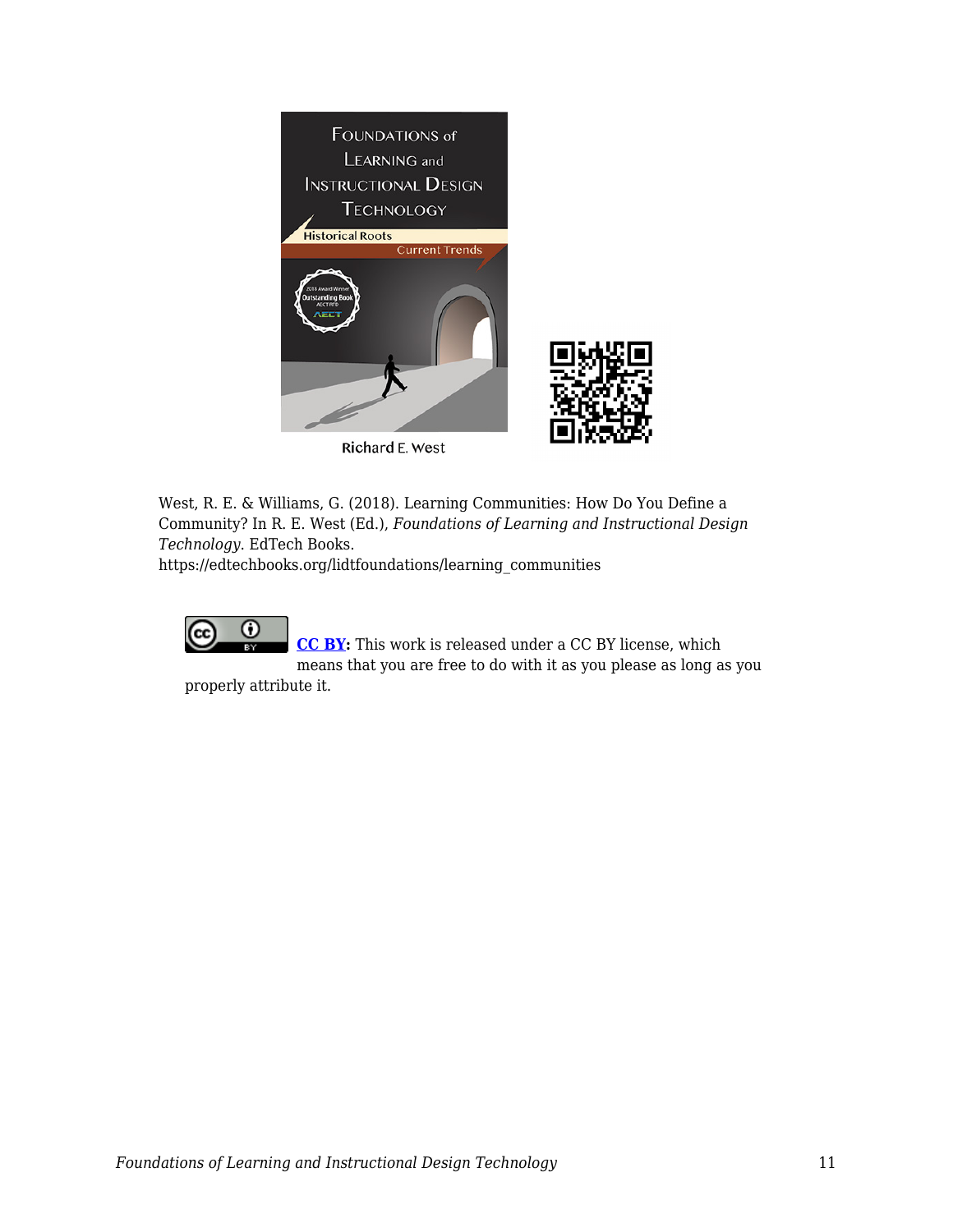West, R. E. & Williams, G. (2018). Learning Communities: How Do You Define a Community? In R. E. West (Ed.), *Foundations of Learning and Instructional Design Technology*. EdTech Books. https://edtechbooks.org/lidtfoundations/learning_communities

**CC BY:** This work is released under a CC BY license, which means that you are free to do with it as you please as long as you properly attribute it.